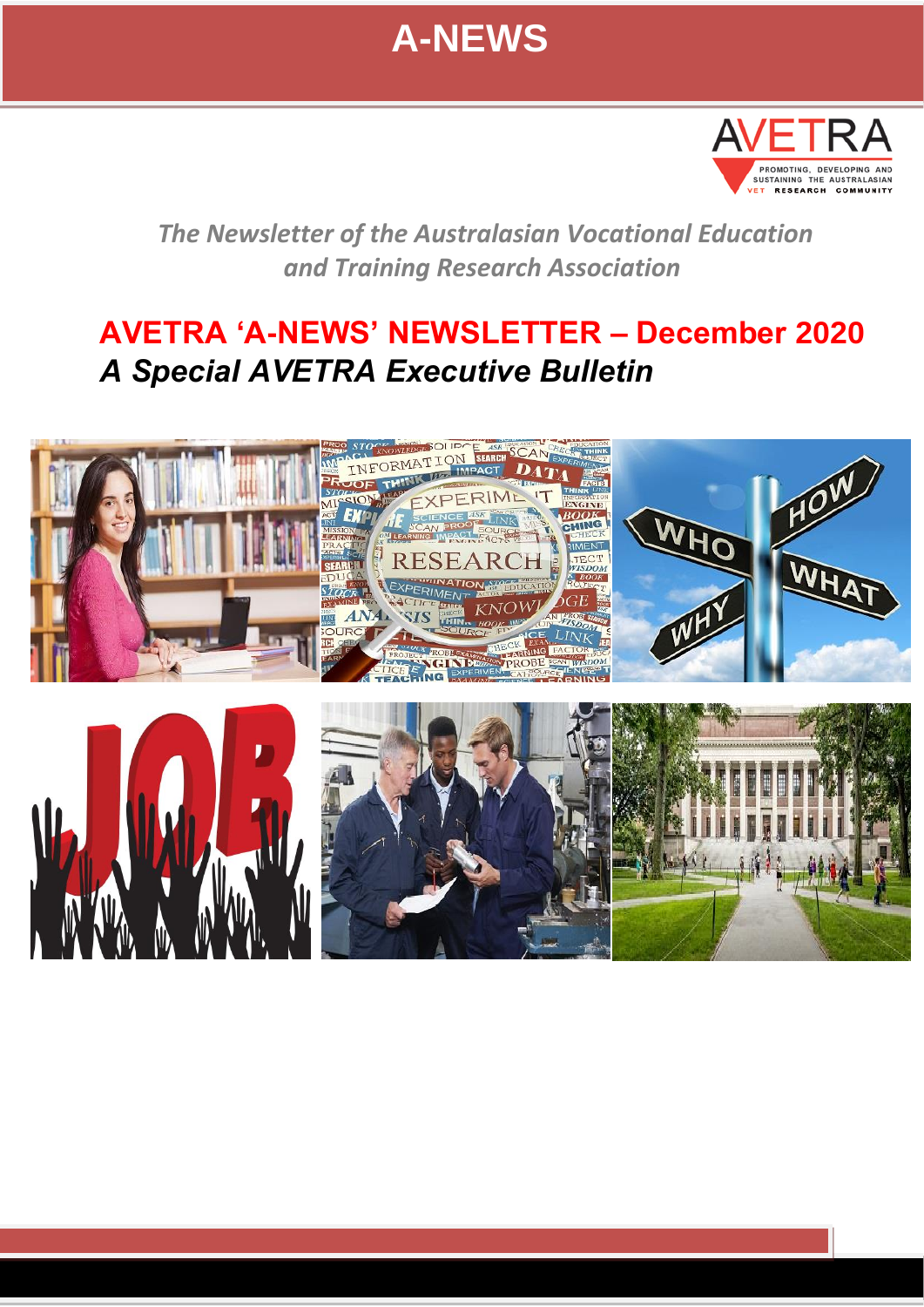# A-NEWS

*The Newsletter of the Australasian Vocational Education and Training Research Association*

## AVETRA 'A-NEWS' NEWSLETTER – December 2020

### *A Special AVETRA Executive Bulletin*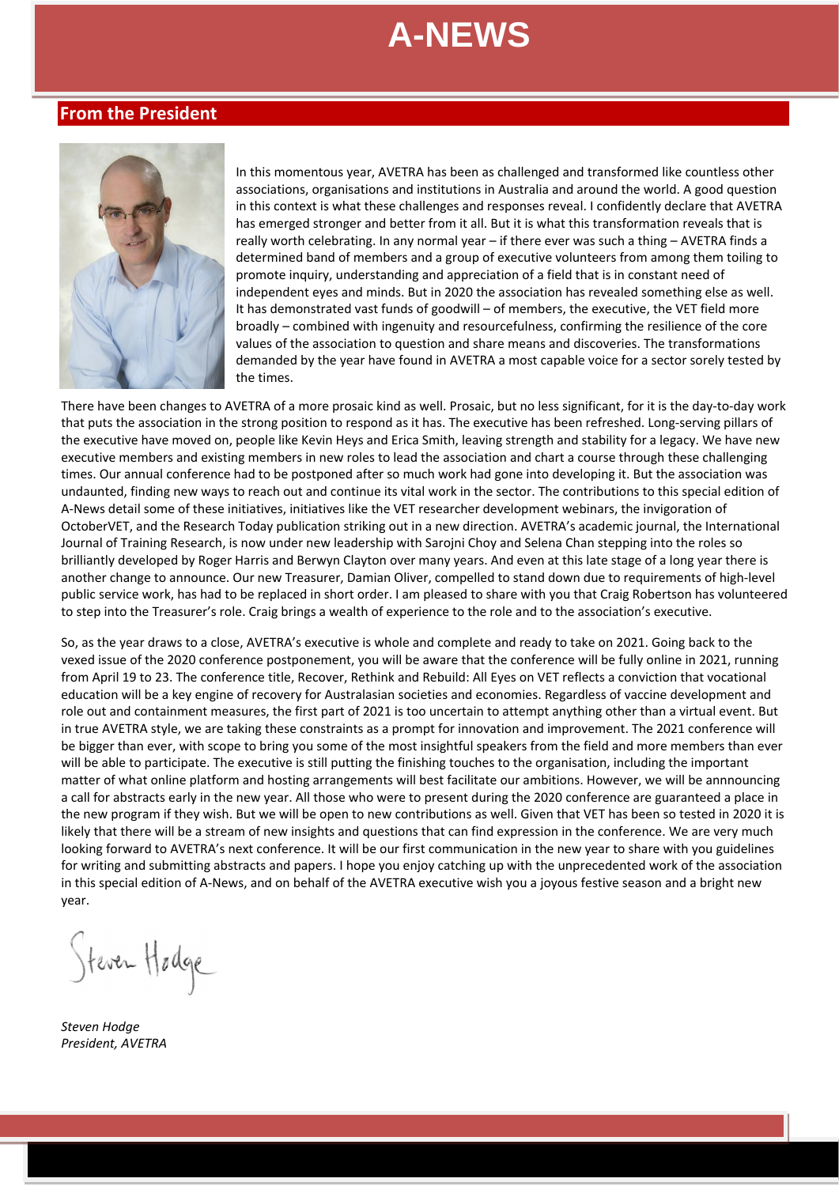# A-NEWS

## From the President

In this momentous year, AVETRA has been as challenged and transformed like countless other associations, organisations and institutions in Australia and around the world. A good question in this context is what these challenges and responses reveal. I confidently declare that AVETRA has emerged stronger and better from it all. But it is what this transformation reveals that is really worth celebrating. In any normal year – if there ever was such a thing – AVETRA finds a determined band of members and a group of executive volunteers from among them toiling to promote inquiry, understanding and appreciation of a field that is in constant need of independent eyes and minds. But in 2020 the association has revealed something else as well. It has demonstrated vast funds of goodwill – of members, the executive, the VET field more broadly – combined with ingenuity and resourcefulness, confirming the resilience of the core values of the association to question and share means and discoveries. The transformations demanded by the year have found in AVETRA a most capable voice for a sector sorely tested by the times.

There have been changes to AVETRA of a more prosaic kind as well. Prosaic, but no less significant, for it is the day-to-day work that puts the association in the strong position to respond as it has. The executive has been refreshed. Long-serving pillars of the executive have moved on, people like Kevin Heys and Erica Smith, leaving strength and stability for a legacy. We have new executive members and existing members in new roles to lead the association and chart a course through these challenging times. Our annual conference had to be postponed after so much work had gone into developing it. But the association was undaunted, finding new ways to reach out and continue its vital work in the sector. The contributions to this special edition of A-News detail some of these initiatives, initiatives like the VET researcher development webinars, the invigoration of OctoberVET, and the Research Today publication striking out in a new direction. AVETRA's academic journal, the International Journal of Training Research, is now under new leadership with Sarojni Choy and Selena Chan stepping into the roles so brilliantly developed by Roger Harris and Berwyn Clayton over many years. And even at this late stage of a long year there is another change to announce. Our new Treasurer, Damian Oliver, compelled to stand down due to requirements of high-level public service work, has had to be replaced in short order. I am pleased to share with you that Craig Robertson has volunteered to step into the Treasurer's role. Craig brings a wealth of experience to the role and to the association's executive.

So, as the year draws to a close, AVETRA's executive is whole and complete and ready to take on 2021. Going back to the vexed issue of the 2020 conference postponement, you will be aware that the conference will be fully online in 2021, running from April 19 to 23. The conference title, Recover, Rethink and Rebuild: All Eyes on VET reflects a conviction that vocational education will be a key engine of recovery for Australasian societies and economies. Regardless of vaccine development and role out and containment measures, the first part of 2021 is too uncertain to attempt anything other than a virtual event. But in true AVETRA style, we are taking these constraints as a prompt for innovation and improvement. The 2021 conference will be bigger than ever, with scope to bring you some of the most insightful speakers from the field and more members than ever will be able to participate. The executive is still putting the finishing touches to the organisation, including the important matter of what online platform and hosting arrangements will best facilitate our ambitions. However, we will be annnouncing a call for abstracts early in the new year. All those who were to present during the 2020 conference are guaranteed a place in the new program if they wish. But we will be open to new contributions as well. Given that VET has been so tested in 2020 it is likely that there will be a stream of new insights and questions that can find expression in the conference. We are very much looking forward to AVETRA's next conference. It will be our first communication in the new year to share with you guidelines for writing and submitting abstracts and papers. I hope you enjoy catching up with the unprecedented work of the association in this special edition of A-News, and on behalf of the AVETRA executive wish you a joyous festive season and a bright new year.

Steven Hodge

*Steven Hodge*
*President, AVETRA*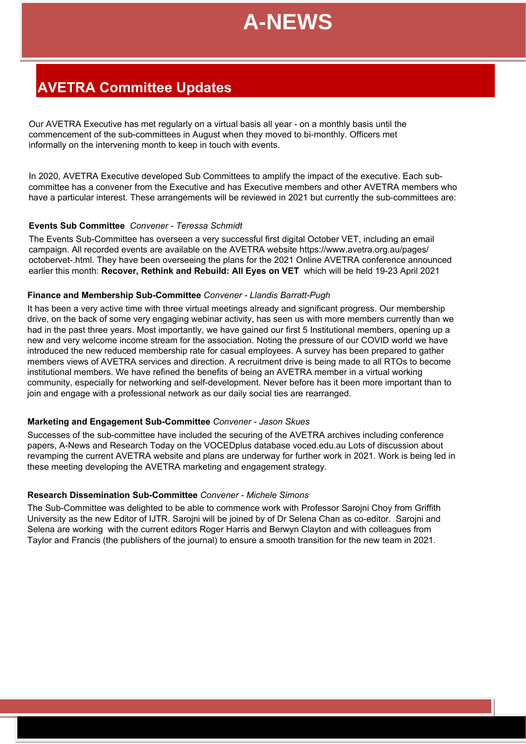## AVETRA Committee Updates

Our AVETRA Executive has met regularly on a virtual basis all year - on a monthly basis until the commencement of the sub-committees in August when they moved to bi-monthly. Officers met informally on the intervening month to keep in touch with events.

In 2020, AVETRA Executive developed Sub Committees to amplify the impact of the executive. Each sub-committee has a convener from the Executive and has Executive members and other AVETRA members who have a particular interest. These arrangements will be reviewed in 2021 but currently the sub-committees are:

**Events Sub Committee** *Convener - Teressa Schmidt*

The Events Sub-Committee has overseen a very successful first digital October VET, including an email campaign. All recorded events are available on the AVETRA website https://www.avetra.org.au/pages/octobervet-.html. They have been overseeing the plans for the 2021 Online AVETRA conference announced earlier this month: **Recover, Rethink and Rebuild: All Eyes on VET** which will be held 19-23 April 2021

**Finance and Membership Sub-Committee** *Convener - Llandis Barratt-Pugh*

It has been a very active time with three virtual meetings already and significant progress. Our membership drive, on the back of some very engaging webinar activity, has seen us with more members currently than we had in the past three years. Most importantly, we have gained our first 5 Institutional members, opening up a new and very welcome income stream for the association. Noting the pressure of our COVID world we have introduced the new reduced membership rate for casual employees. A survey has been prepared to gather members views of AVETRA services and direction. A recruitment drive is being made to all RTOs to become institutional members. We have refined the benefits of being an AVETRA member in a virtual working community, especially for networking and self-development. Never before has it been more important than to join and engage with a professional network as our daily social ties are rearranged.

**Marketing and Engagement Sub-Committee** *Convener - Jason Skues*

Successes of the sub-committee have included the securing of the AVETRA archives including conference papers, A-News and Research Today on the VOCEDplus database voced.edu.au Lots of discussion about revamping the current AVETRA website and plans are underway for further work in 2021. Work is being led in these meeting developing the AVETRA marketing and engagement strategy.

**Research Dissemination Sub-Committee** *Convener - Michele Simons*

The Sub-Committee was delighted to be able to commence work with Professor Sarojni Choy from Griffith University as the new Editor of IJTR. Sarojni will be joined by of Dr Selena Chan as co-editor. Sarojni and Selena are working with the current editors Roger Harris and Berwyn Clayton and with colleagues from Taylor and Francis (the publishers of the journal) to ensure a smooth transition for the new team in 2021.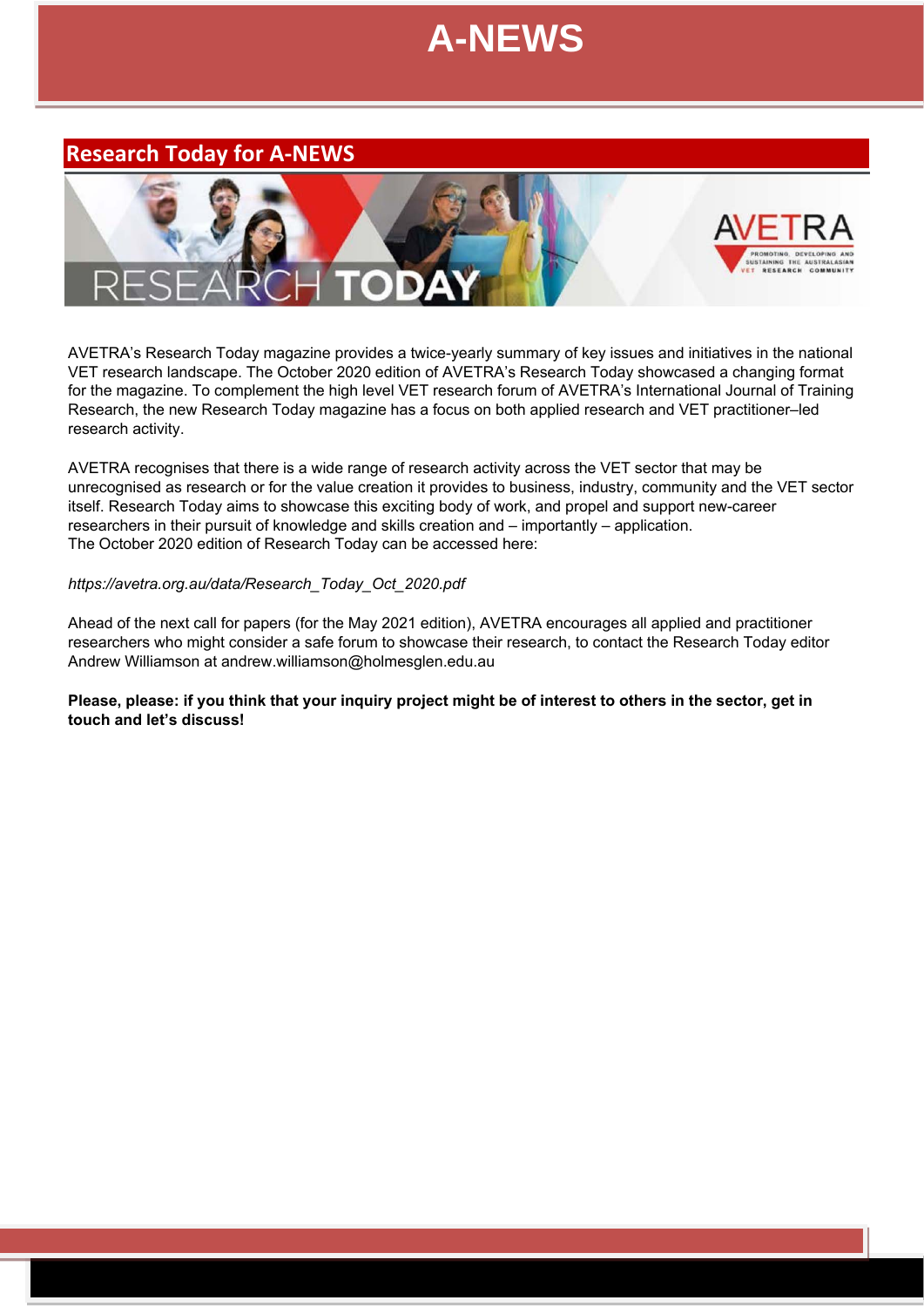## Research Today for A-NEWS

AVETRA's Research Today magazine provides a twice-yearly summary of key issues and initiatives in the national VET research landscape. The October 2020 edition of AVETRA's Research Today showcased a changing format for the magazine. To complement the high level VET research forum of AVETRA's International Journal of Training Research, the new Research Today magazine has a focus on both applied research and VET practitioner–led research activity.

AVETRA recognises that there is a wide range of research activity across the VET sector that may be unrecognised as research or for the value creation it provides to business, industry, community and the VET sector itself. Research Today aims to showcase this exciting body of work, and propel and support new-career researchers in their pursuit of knowledge and skills creation and – importantly – application.
The October 2020 edition of Research Today can be accessed here:

*https://avetra.org.au/data/Research_Today_Oct_2020.pdf*

Ahead of the next call for papers (for the May 2021 edition), AVETRA encourages all applied and practitioner researchers who might consider a safe forum to showcase their research, to contact the Research Today editor Andrew Williamson at andrew.williamson@holmesglen.edu.au

**Please, please: if you think that your inquiry project might be of interest to others in the sector, get in touch and let's discuss!**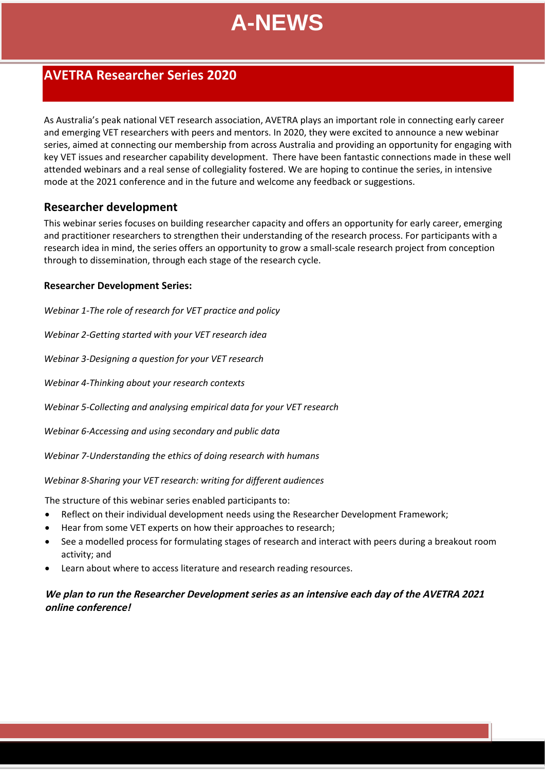# AVETRA Researcher Series 2020

As Australia's peak national VET research association, AVETRA plays an important role in connecting early career and emerging VET researchers with peers and mentors. In 2020, they were excited to announce a new webinar series, aimed at connecting our membership from across Australia and providing an opportunity for engaging with key VET issues and researcher capability development. There have been fantastic connections made in these well attended webinars and a real sense of collegiality fostered. We are hoping to continue the series, in intensive mode at the 2021 conference and in the future and welcome any feedback or suggestions.

## Researcher development

This webinar series focuses on building researcher capacity and offers an opportunity for early career, emerging and practitioner researchers to strengthen their understanding of the research process. For participants with a research idea in mind, the series offers an opportunity to grow a small-scale research project from conception through to dissemination, through each stage of the research cycle.

**Researcher Development Series:**

*Webinar 1-The role of research for VET practice and policy*

*Webinar 2-Getting started with your VET research idea*

*Webinar 3-Designing a question for your VET research*

*Webinar 4-Thinking about your research contexts*

*Webinar 5-Collecting and analysing empirical data for your VET research*

*Webinar 6-Accessing and using secondary and public data*

*Webinar 7-Understanding the ethics of doing research with humans*

*Webinar 8-Sharing your VET research: writing for different audiences*

The structure of this webinar series enabled participants to:

- Reflect on their individual development needs using the Researcher Development Framework;
- Hear from some VET experts on how their approaches to research;
- See a modelled process for formulating stages of research and interact with peers during a breakout room activity; and
- Learn about where to access literature and research reading resources.

***We plan to run the Researcher Development series as an intensive each day of the AVETRA 2021 online conference!***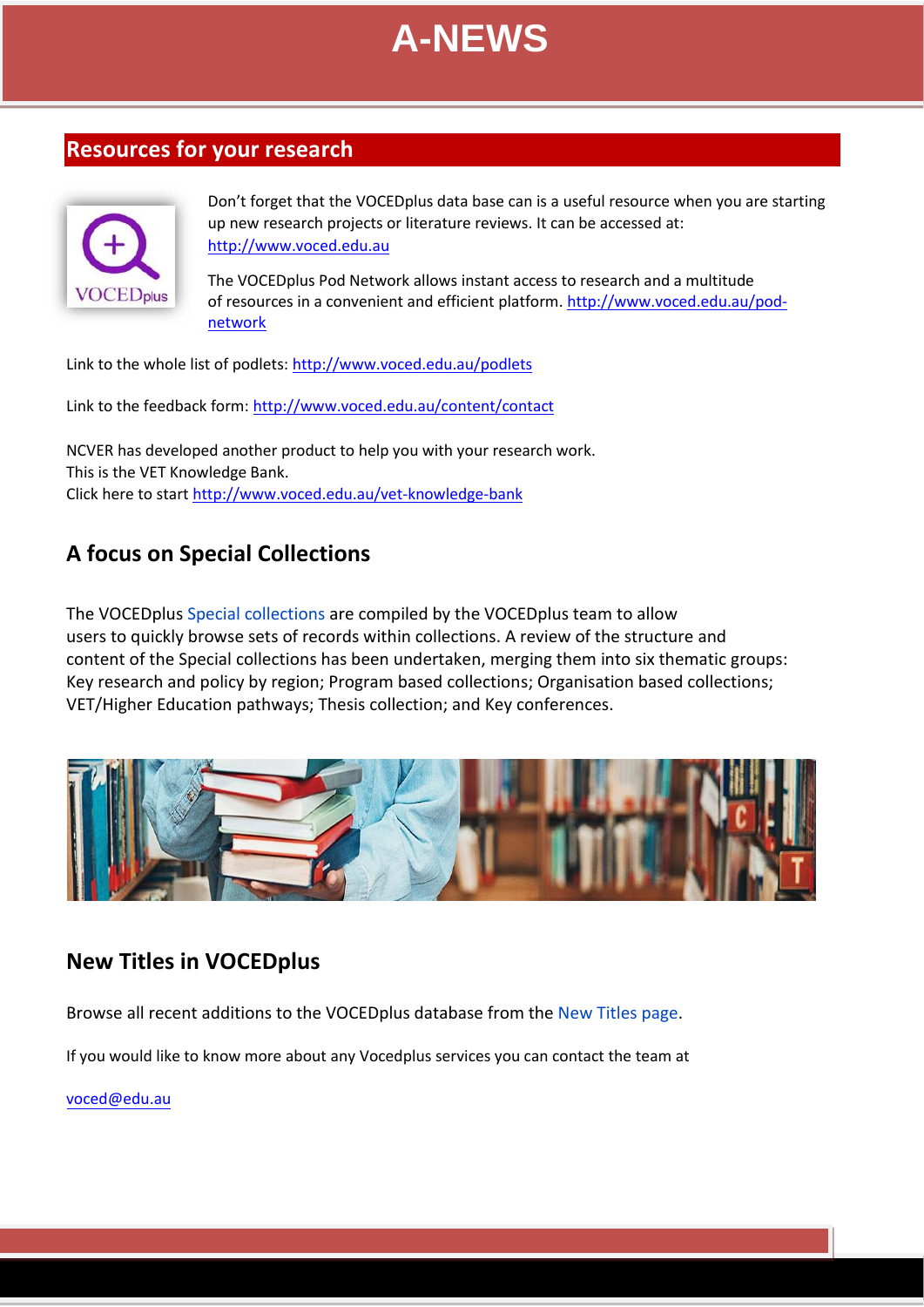# A-NEWS

## Resources for your research

Don't forget that the VOCEDplus data base can is a useful resource when you are starting up new research projects or literature reviews. It can be accessed at: http://www.voced.edu.au

The VOCEDplus Pod Network allows instant access to research and a multitude of resources in a convenient and efficient platform. http://www.voced.edu.au/pod-network

Link to the whole list of podlets: http://www.voced.edu.au/podlets

Link to the feedback form: http://www.voced.edu.au/content/contact

NCVER has developed another product to help you with your research work.
This is the VET Knowledge Bank.
Click here to start http://www.voced.edu.au/vet-knowledge-bank

## A focus on Special Collections

The VOCEDplus Special collections are compiled by the VOCEDplus team to allow users to quickly browse sets of records within collections. A review of the structure and content of the Special collections has been undertaken, merging them into six thematic groups: Key research and policy by region; Program based collections; Organisation based collections; VET/Higher Education pathways; Thesis collection; and Key conferences.

## New Titles in VOCEDplus

Browse all recent additions to the VOCEDplus database from the New Titles page.

If you would like to know more about any Vocedplus services you can contact the team at

voced@edu.au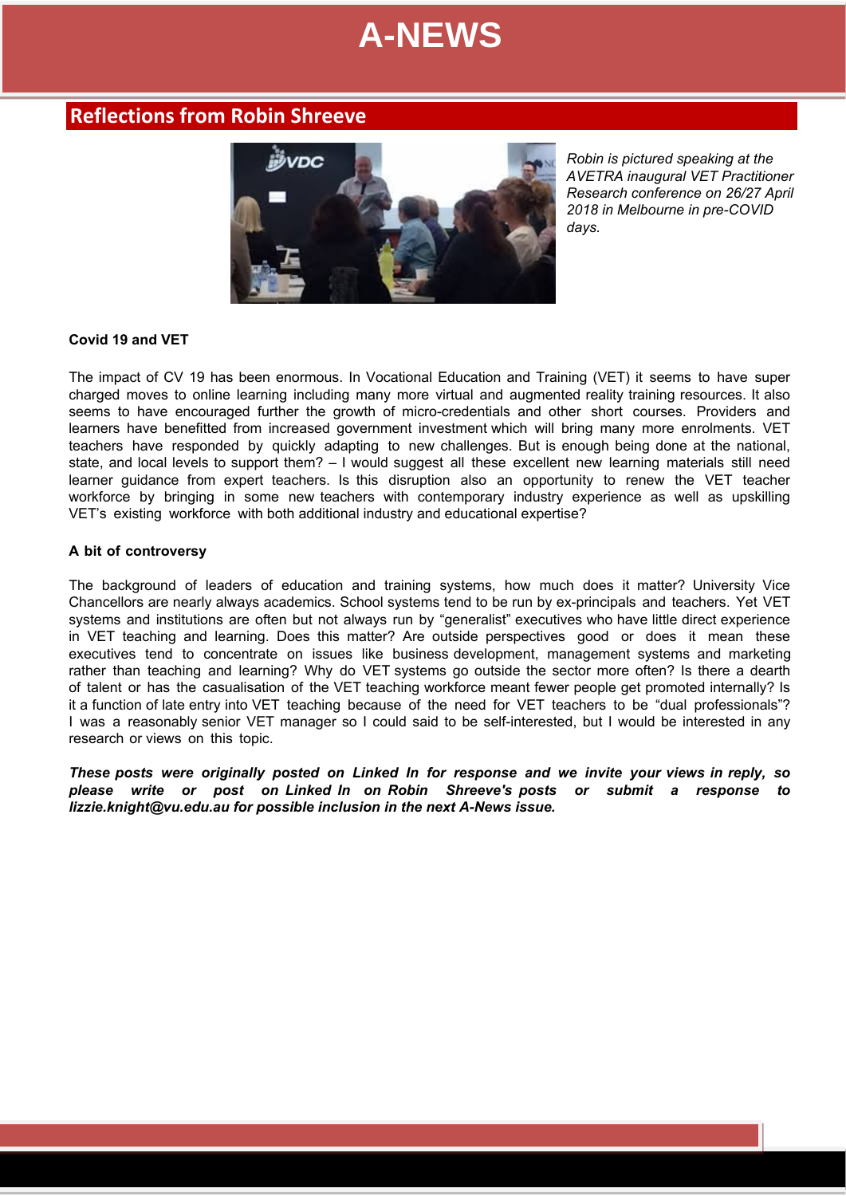## Reflections from Robin Shreeve

*Robin is pictured speaking at the AVETRA inaugural VET Practitioner Research conference on 26/27 April 2018 in Melbourne in pre-COVID days.*

**Covid 19 and VET**

The impact of CV 19 has been enormous. In Vocational Education and Training (VET) it seems to have super charged moves to online learning including many more virtual and augmented reality training resources. It also seems to have encouraged further the growth of micro-credentials and other short courses. Providers and learners have benefitted from increased government investment which will bring many more enrolments. VET teachers have responded by quickly adapting to new challenges. But is enough being done at the national, state, and local levels to support them? – I would suggest all these excellent new learning materials still need learner guidance from expert teachers. Is this disruption also an opportunity to renew the VET teacher workforce by bringing in some new teachers with contemporary industry experience as well as upskilling VET's existing workforce with both additional industry and educational expertise?

**A bit of controversy**

The background of leaders of education and training systems, how much does it matter? University Vice Chancellors are nearly always academics. School systems tend to be run by ex-principals and teachers. Yet VET systems and institutions are often but not always run by "generalist" executives who have little direct experience in VET teaching and learning. Does this matter? Are outside perspectives good or does it mean these executives tend to concentrate on issues like business development, management systems and marketing rather than teaching and learning? Why do VET systems go outside the sector more often? Is there a dearth of talent or has the casualisation of the VET teaching workforce meant fewer people get promoted internally? Is it a function of late entry into VET teaching because of the need for VET teachers to be "dual professionals"? I was a reasonably senior VET manager so I could said to be self-interested, but I would be interested in any research or views on this topic.

***These posts were originally posted on Linked In for response and we invite your views in reply, so please write or post on Linked In on Robin Shreeve's posts or submit a response to lizzie.knight@vu.edu.au for possible inclusion in the next A-News issue.***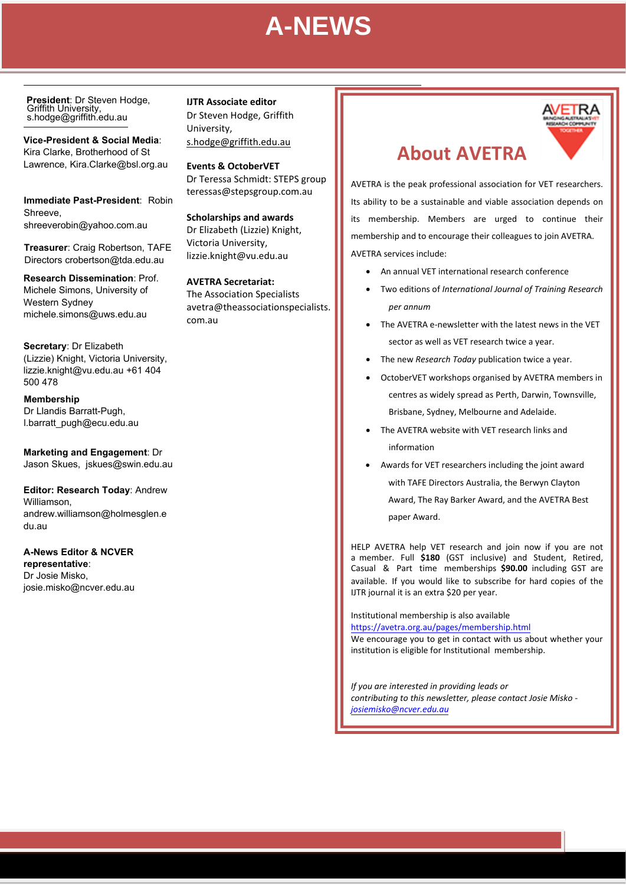# A-NEWS

**President**: Dr Steven Hodge, Griffith University, s.hodge@griffith.edu.au

**Vice-President & Social Media**: Kira Clarke, Brotherhood of St Lawrence, Kira.Clarke@bsl.org.au

**Immediate Past-President**: Robin Shreeve, shreeverobin@yahoo.com.au

**Treasurer**: Craig Robertson, TAFE Directors crobertson@tda.edu.au

**Research Dissemination**: Prof. Michele Simons, University of Western Sydney michele.simons@uws.edu.au

**Secretary**: Dr Elizabeth (Lizzie) Knight, Victoria University, lizzie.knight@vu.edu.au +61 404 500 478

**Membership**
Dr Llandis Barratt-Pugh, l.barratt_pugh@ecu.edu.au

**Marketing and Engagement**: Dr Jason Skues, jskues@swin.edu.au

**Editor: Research Today**: Andrew Williamson, andrew.williamson@holmesglen.edu.au

**A-News Editor & NCVER representative**:
Dr Josie Misko, josie.misko@ncver.edu.au

**IJTR Associate editor**
Dr Steven Hodge, Griffith University, s.hodge@griffith.edu.au

**Events & OctoberVET**
Dr Teressa Schmidt: STEPS group teressas@stepsgroup.com.au

**Scholarships and awards**
Dr Elizabeth (Lizzie) Knight, Victoria University, lizzie.knight@vu.edu.au

**AVETRA Secretariat:**
The Association Specialists
avetra@theassociationspecialists.com.au

## About AVETRA

AVETRA is the peak professional association for VET researchers. Its ability to be a sustainable and viable association depends on its membership. Members are urged to continue their membership and to encourage their colleagues to join AVETRA.

AVETRA services include:

- An annual VET international research conference
- Two editions of *International Journal of Training Research per annum*
- The AVETRA e-newsletter with the latest news in the VET sector as well as VET research twice a year.
- The new *Research Today* publication twice a year.
- OctoberVET workshops organised by AVETRA members in centres as widely spread as Perth, Darwin, Townsville, Brisbane, Sydney, Melbourne and Adelaide.
- The AVETRA website with VET research links and information
- Awards for VET researchers including the joint award with TAFE Directors Australia, the Berwyn Clayton Award, The Ray Barker Award, and the AVETRA Best paper Award.

HELP AVETRA help VET research and join now if you are not a member. Full **$180** (GST inclusive) and Student, Retired, Casual & Part time memberships **$90.00** including GST are available. If you would like to subscribe for hard copies of the IJTR journal it is an extra $20 per year.

Institutional membership is also available
https://avetra.org.au/pages/membership.html
We encourage you to get in contact with us about whether your institution is eligible for Institutional membership.

*If you are interested in providing leads or contributing to this newsletter, please contact Josie Misko - josiemisko@ncver.edu.au*